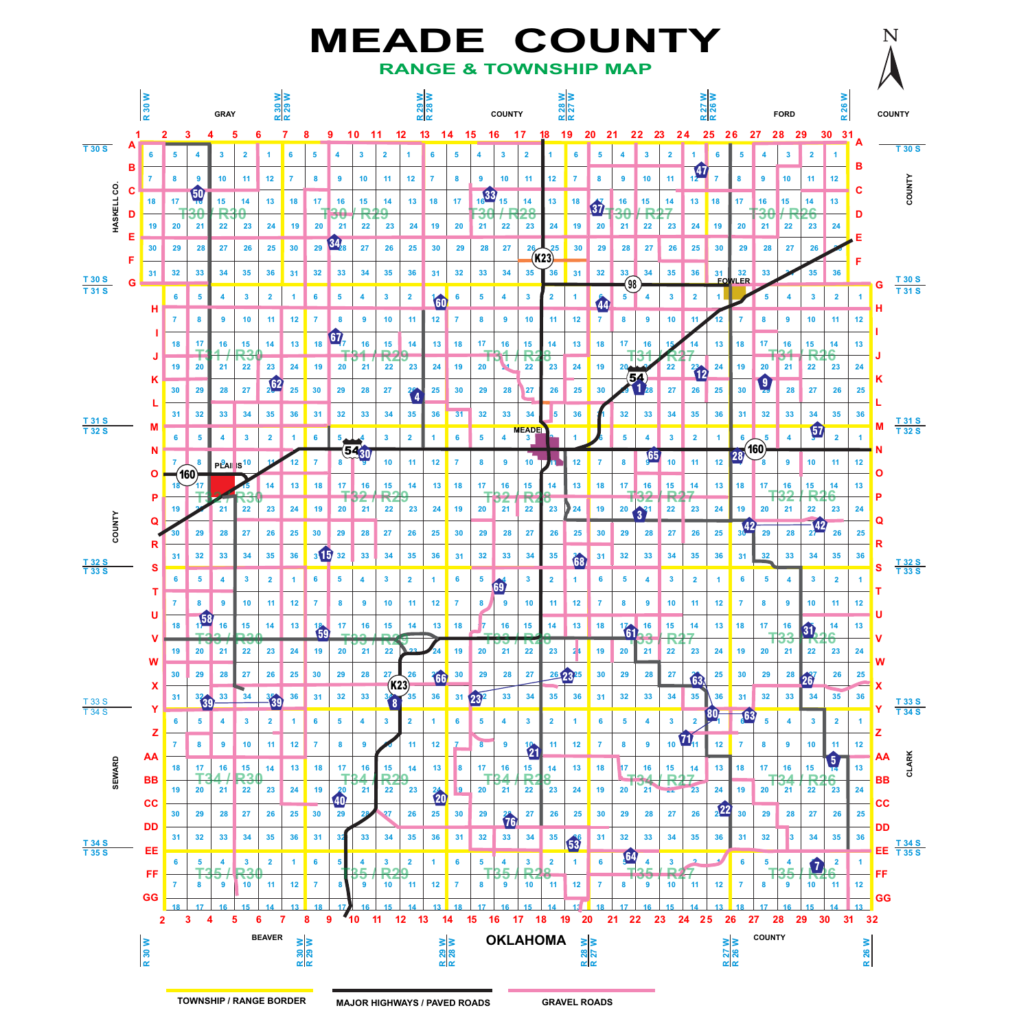# MEADE COUNTY

## RANGE & TOWNSHIP MAP

N

GRAY COUNTY

FORD COUNTY

HASKELL CO.

SEWARD COUNTY

CLARK COUNTY

BEAVER COUNTY

OKLAHOMA

T30 / R30
T30 / R29
T30 / R28
T30 / R27
T30 / R26

T31 / R30
T31 / R29
T31 / R28
T31 / R27
T31 / R26

T32 / R30
T32 / R29
T32 / R28
T32 / R27
T32 / R26

T33 / R30
T33 / R29
T33 / R28
T33 / R27
T33 / R26

T34 / R30
T34 / R29
T34 / R28
T34 / R27
T34 / R26

T35 / R30
T35 / R29
T35 / R28
T35 / R27
T35 / R26

FOWLER

MEADE

PLAINS

K23

54

160

98

TOWNSHIP / RANGE BORDER

MAJOR HIGHWAYS / PAVED ROADS

GRAVEL ROADS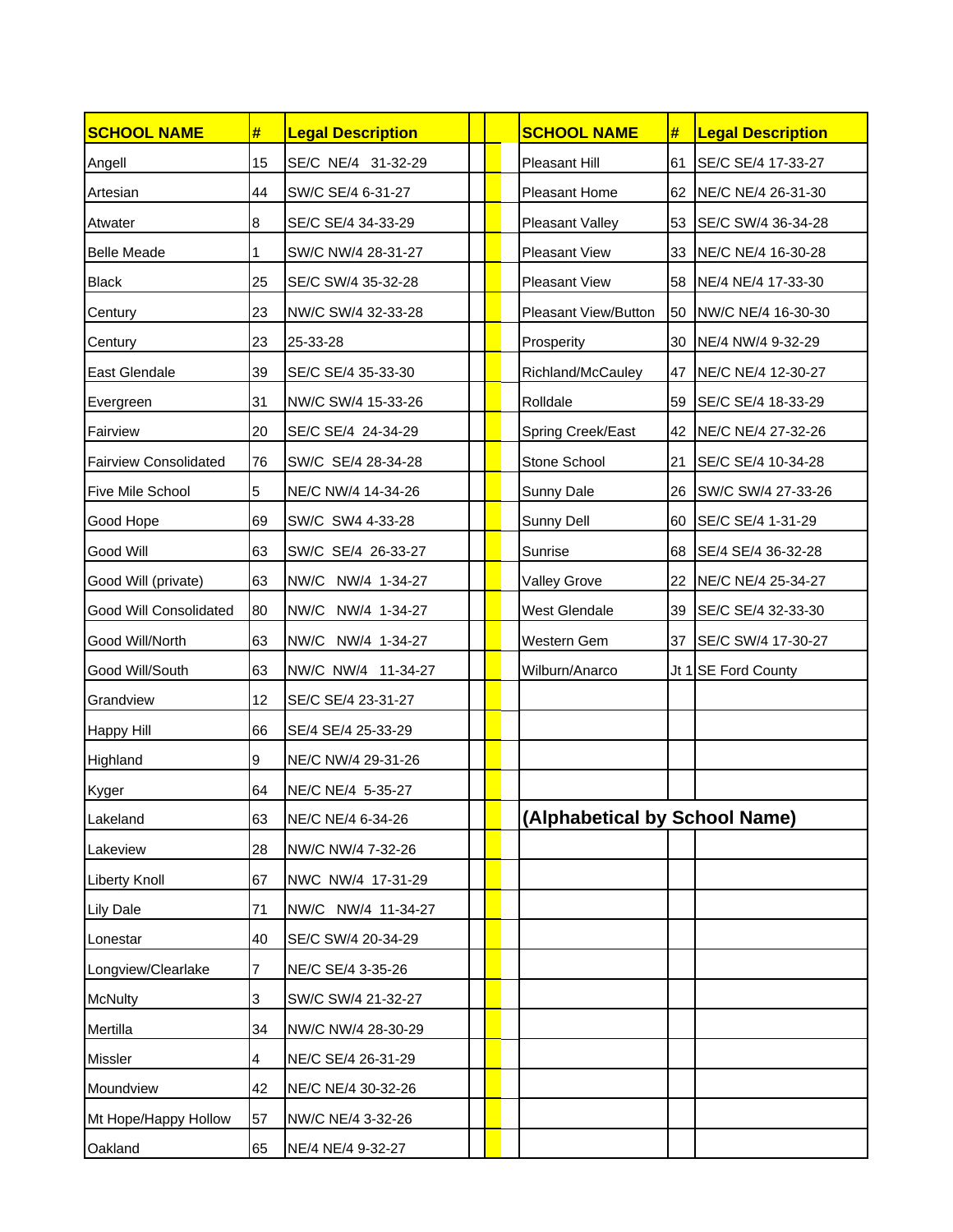| SCHOOL NAME | # | Legal Description |
|---|---|---|
| Angell | 15 | SE/C NE/4 31-32-29 |
| Artesian | 44 | SW/C SE/4 6-31-27 |
| Atwater | 8 | SE/C SE/4 34-33-29 |
| Belle Meade | 1 | SW/C NW/4 28-31-27 |
| Black | 25 | SE/C SW/4 35-32-28 |
| Century | 23 | NW/C SW/4 32-33-28 |
| Century | 23 | 25-33-28 |
| East Glendale | 39 | SE/C SE/4 35-33-30 |
| Evergreen | 31 | NW/C SW/4 15-33-26 |
| Fairview | 20 | SE/C SE/4 24-34-29 |
| Fairview Consolidated | 76 | SW/C SE/4 28-34-28 |
| Five Mile School | 5 | NE/C NW/4 14-34-26 |
| Good Hope | 69 | SW/C SW4 4-33-28 |
| Good Will | 63 | SW/C SE/4 26-33-27 |
| Good Will (private) | 63 | NW/C NW/4 1-34-27 |
| Good Will Consolidated | 80 | NW/C NW/4 1-34-27 |
| Good Will/North | 63 | NW/C NW/4 1-34-27 |
| Good Will/South | 63 | NW/C NW/4 11-34-27 |
| Grandview | 12 | SE/C SE/4 23-31-27 |
| Happy Hill | 66 | SE/4 SE/4 25-33-29 |
| Highland | 9 | NE/C NW/4 29-31-26 |
| Kyger | 64 | NE/C NE/4 5-35-27 |
| Lakeland | 63 | NE/C NE/4 6-34-26 |
| Lakeview | 28 | NW/C NW/4 7-32-26 |
| Liberty Knoll | 67 | NWC NW/4 17-31-29 |
| Lily Dale | 71 | NW/C NW/4 11-34-27 |
| Lonestar | 40 | SE/C SW/4 20-34-29 |
| Longview/Clearlake | 7 | NE/C SE/4 3-35-26 |
| McNulty | 3 | SW/C SW/4 21-32-27 |
| Mertilla | 34 | NW/C NW/4 28-30-29 |
| Missler | 4 | NE/C SE/4 26-31-29 |
| Moundview | 42 | NE/C NE/4 30-32-26 |
| Mt Hope/Happy Hollow | 57 | NW/C NE/4 3-32-26 |
| Oakland | 65 | NE/4 NE/4 9-32-27 |
| Pleasant Hill | 61 | SE/C SE/4 17-33-27 |
| Pleasant Home | 62 | NE/C NE/4 26-31-30 |
| Pleasant Valley | 53 | SE/C SW/4 36-34-28 |
| Pleasant View | 33 | NE/C NE/4 16-30-28 |
| Pleasant View | 58 | NE/4 NE/4 17-33-30 |
| Pleasant View/Button | 50 | NW/C NE/4 16-30-28 |
| Prosperity | 30 | NE/4 NW/4 9-32-29 |
| Richland/McCauley | 47 | NE/C NE/4 12-30-27 |
| Rolldale | 59 | SE/C SE/4 18-33-29 |
| Spring Creek/East | 42 | NE/C NE/4 27-32-26 |
| Stone School | 21 | SE/C SE/4 10-34-28 |
| Sunny Dale | 26 | SW/C SW/4 27-33-26 |
| Sunny Dell | 60 | SE/C SE/4 1-31-29 |
| Sunrise | 68 | SE/4 SE/4 36-32-28 |
| Valley Grove | 22 | NE/C NE/4 25-34-27 |
| West Glendale | 39 | SE/C SE/4 32-33-30 |
| Western Gem | 37 | SE/C SW/4 17-30-27 |
| Wilburn/Anarco | Jt 1 | SE Ford County |

**(Alphabetical by School Name)**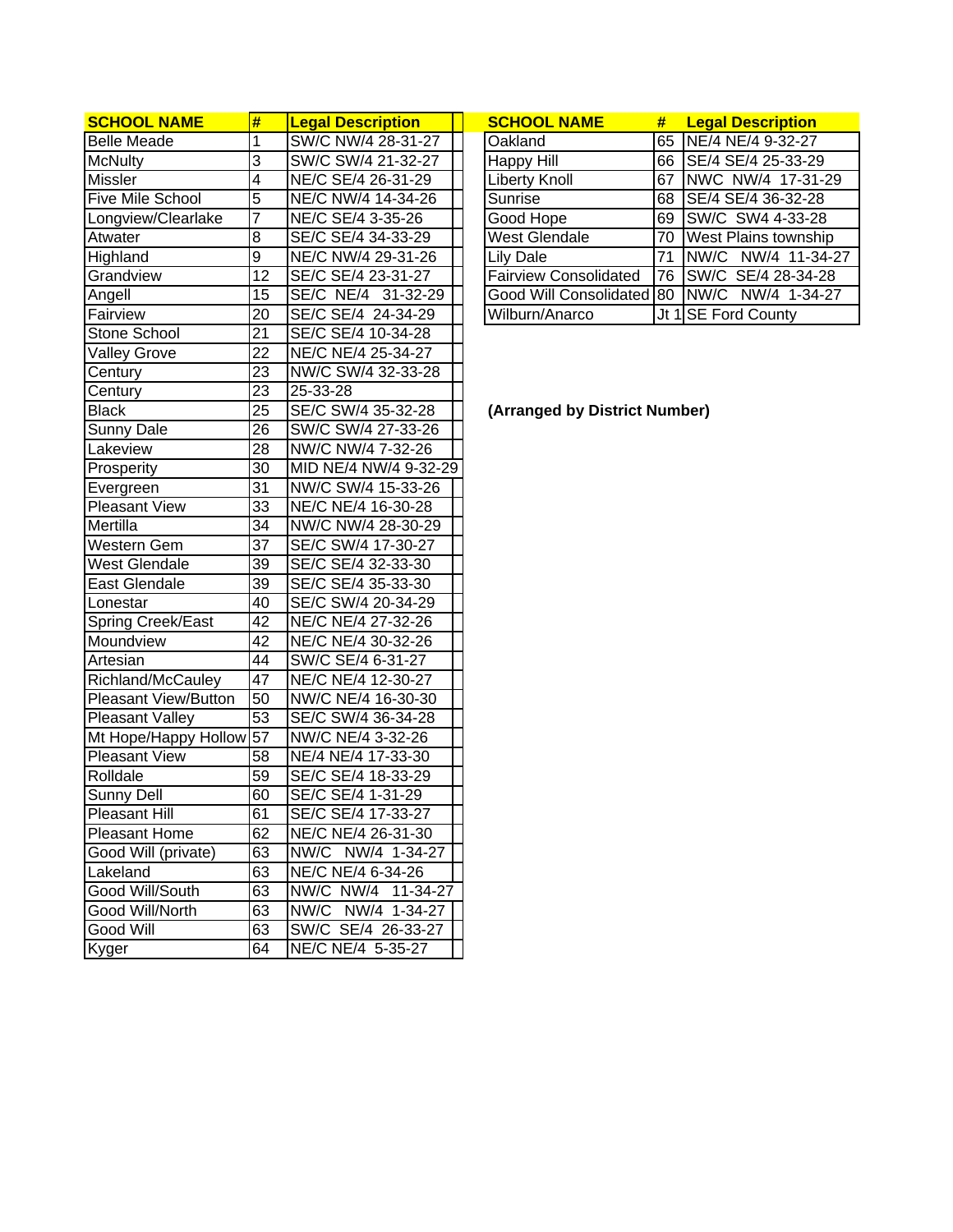| SCHOOL NAME | # | Legal Description |
|---|---|---|
| Belle Meade | 1 | SW/C NW/4 28-31-27 |
| McNulty | 3 | SW/C SW/4 21-32-27 |
| Missler | 4 | NE/C SE/4 26-31-29 |
| Five Mile School | 5 | NE/C NW/4 14-34-26 |
| Longview/Clearlake | 7 | NE/C SE/4 3-35-26 |
| Atwater | 8 | SE/C SE/4 34-33-29 |
| Highland | 9 | NE/C NW/4 29-31-26 |
| Grandview | 12 | SE/C SE/4 23-31-27 |
| Angell | 15 | SE/C NE/4 31-32-29 |
| Fairview | 20 | SE/C SE/4 24-34-29 |
| Stone School | 21 | SE/C SE/4 10-34-28 |
| Valley Grove | 22 | NE/C NE/4 25-34-27 |
| Century | 23 | NW/C SW/4 32-33-28 |
| Century | 23 | 25-33-28 |
| Black | 25 | SE/C SW/4 35-32-28 |
| Sunny Dale | 26 | SW/C SW/4 27-33-26 |
| Lakeview | 28 | NW/C NW/4 7-32-26 |
| Prosperity | 30 | MID NE/4 NW/4 9-32-29 |
| Evergreen | 31 | NW/C SW/4 15-33-26 |
| Pleasant View | 33 | NE/C NE/4 16-30-28 |
| Mertilla | 34 | NW/C NW/4 28-30-29 |
| Western Gem | 37 | SE/C SW/4 17-30-27 |
| West Glendale | 39 | SE/C SE/4 32-33-30 |
| East Glendale | 39 | SE/C SE/4 35-33-30 |
| Lonestar | 40 | SE/C SW/4 20-34-29 |
| Spring Creek/East | 42 | NE/C NE/4 27-32-26 |
| Moundview | 42 | NE/C NE/4 30-32-26 |
| Artesian | 44 | SW/C SE/4 6-31-27 |
| Richland/McCauley | 47 | NE/C NE/4 12-30-27 |
| Pleasant View/Button | 50 | NW/C NE/4 16-30-30 |
| Pleasant Valley | 53 | SE/C SW/4 36-34-28 |
| Mt Hope/Happy Hollow | 57 | NW/C NE/4 3-32-26 |
| Pleasant View | 58 | NE/4 NE/4 17-33-30 |
| Rolldale | 59 | SE/C SE/4 18-33-29 |
| Sunny Dell | 60 | SE/C SE/4 1-31-29 |
| Pleasant Hill | 61 | SE/C SE/4 17-33-27 |
| Pleasant Home | 62 | NE/C NE/4 26-31-30 |
| Good Will (private) | 63 | NW/C NW/4 1-34-27 |
| Lakeland | 63 | NE/C NE/4 6-34-26 |
| Good Will/South | 63 | NW/C NW/4 11-34-27 |
| Good Will/North | 63 | NW/C NW/4 1-34-27 |
| Good Will | 63 | SW/C SE/4 26-33-27 |
| Kyger | 64 | NE/C NE/4 5-35-27 |
| Oakland | 65 | NE/4 NE/4 9-32-27 |
| Happy Hill | 66 | SE/4 SE/4 25-33-29 |
| Liberty Knoll | 67 | NWC NW/4 17-31-29 |
| Sunrise | 68 | SE/4 SE/4 36-32-28 |
| Good Hope | 69 | SW/C SW4 4-33-28 |
| West Glendale | 70 | West Plains township |
| Lily Dale | 71 | NW/C NW/4 11-34-27 |
| Fairview Consolidated | 76 | SW/C SE/4 28-34-28 |
| Good Will Consolidated | 80 | NW/C NW/4 1-34-27 |
| Wilburn/Anarco | Jt 1 | SE Ford County |

**(Arranged by District Number)**